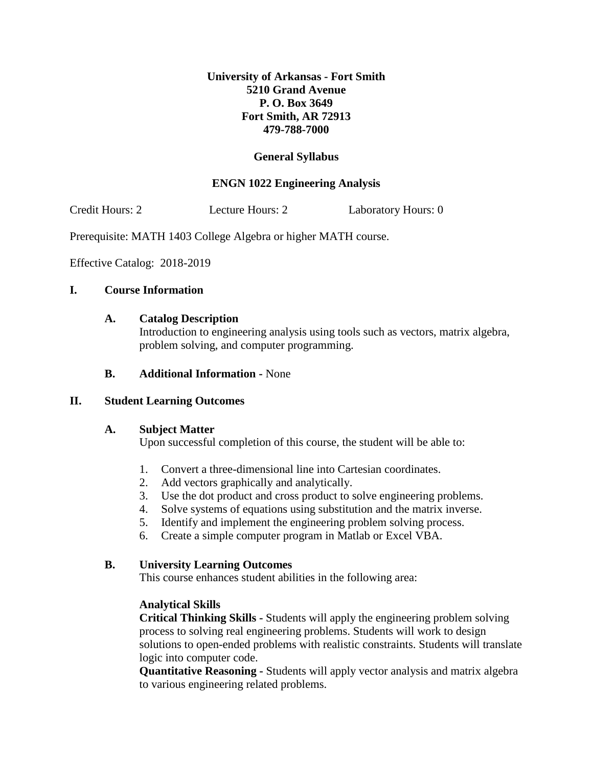**University of Arkansas - Fort Smith**
**5210 Grand Avenue**
**P. O. Box 3649**
**Fort Smith, AR 72913**
**479-788-7000**

# General Syllabus

## ENGN 1022 Engineering Analysis

Credit Hours: 2 Lecture Hours: 2 Laboratory Hours: 0

Prerequisite: MATH 1403 College Algebra or higher MATH course.

Effective Catalog: 2018-2019

## I. Course Information

### A. Catalog Description

Introduction to engineering analysis using tools such as vectors, matrix algebra, problem solving, and computer programming.

### B. Additional Information - None

## II. Student Learning Outcomes

### A. Subject Matter

Upon successful completion of this course, the student will be able to:

1. Convert a three-dimensional line into Cartesian coordinates.
2. Add vectors graphically and analytically.
3. Use the dot product and cross product to solve engineering problems.
4. Solve systems of equations using substitution and the matrix inverse.
5. Identify and implement the engineering problem solving process.
6. Create a simple computer program in Matlab or Excel VBA.

### B. University Learning Outcomes

This course enhances student abilities in the following area:

**Analytical Skills**

**Critical Thinking Skills -** Students will apply the engineering problem solving process to solving real engineering problems. Students will work to design solutions to open-ended problems with realistic constraints. Students will translate logic into computer code.

**Quantitative Reasoning -** Students will apply vector analysis and matrix algebra to various engineering related problems.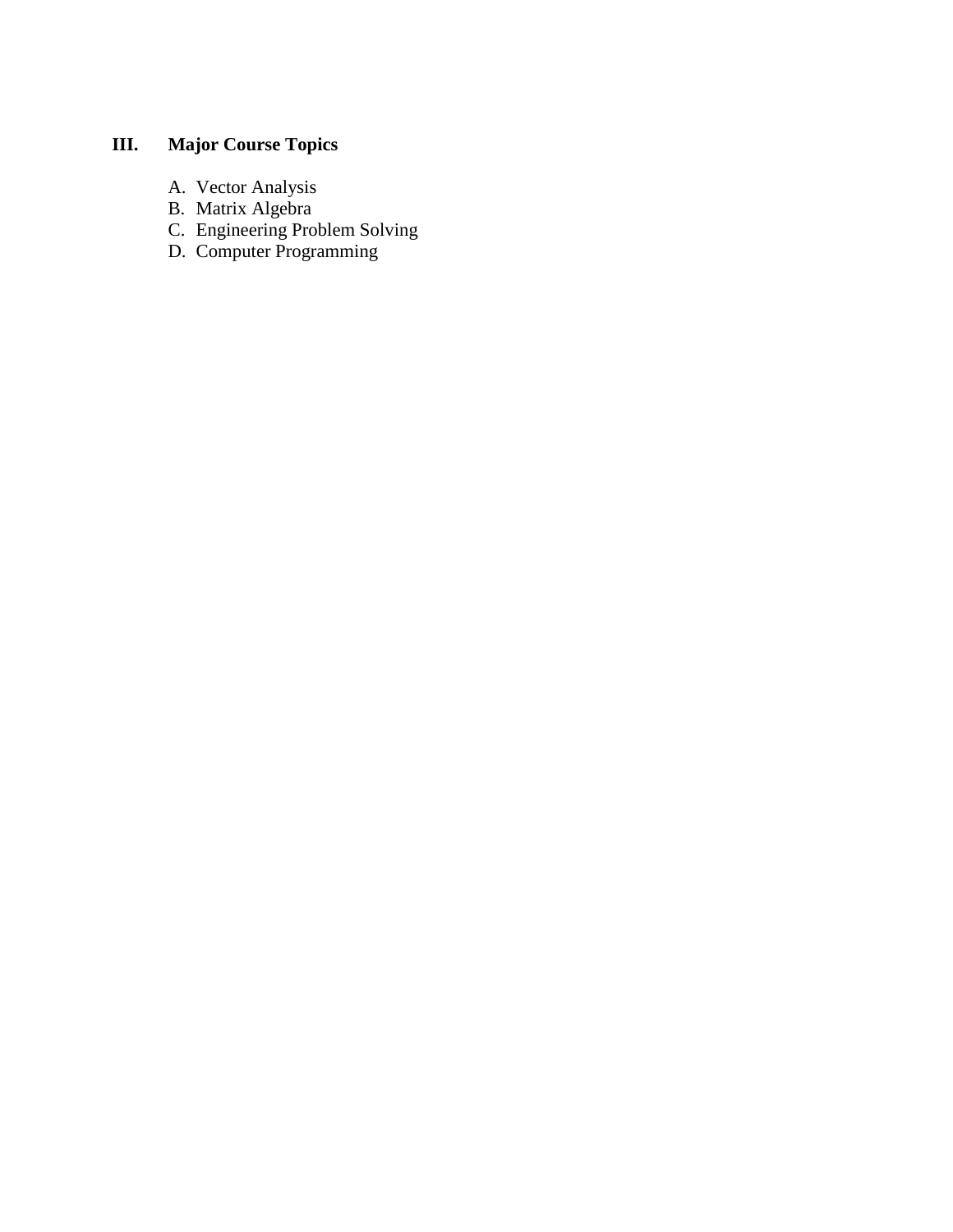## III. Major Course Topics

A. Vector Analysis
B. Matrix Algebra
C. Engineering Problem Solving
D. Computer Programming